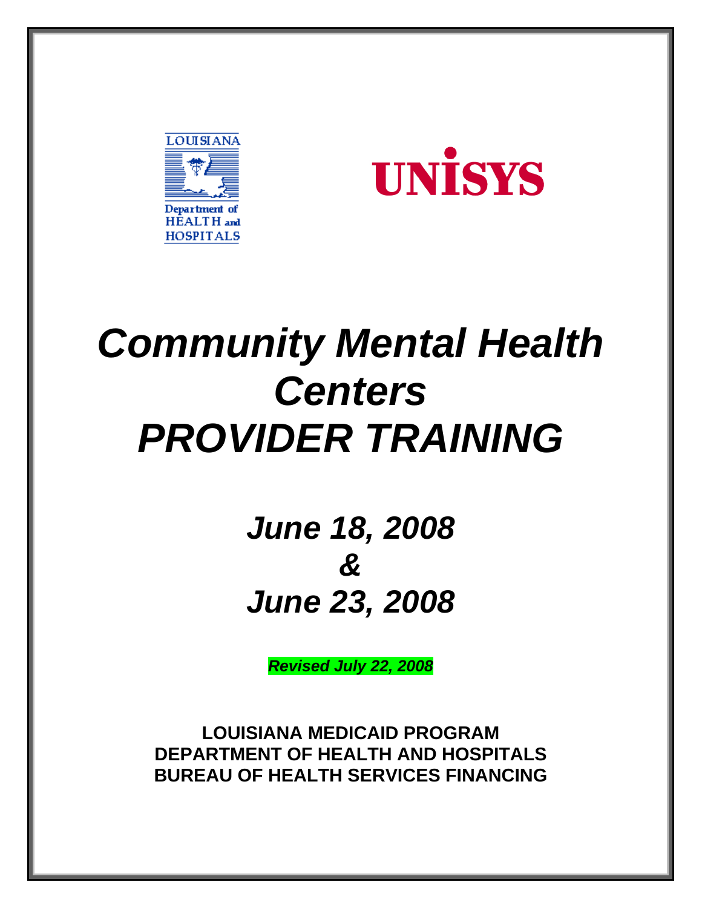LOUISIANA

Department of HEALTH and HOSPITALS

UNISYS

# *Community Mental Health Centers PROVIDER TRAINING*

## *June 18, 2008*
## *&*
## *June 23, 2008*

***Revised July 22, 2008***

**LOUISIANA MEDICAID PROGRAM**
**DEPARTMENT OF HEALTH AND HOSPITALS**
**BUREAU OF HEALTH SERVICES FINANCING**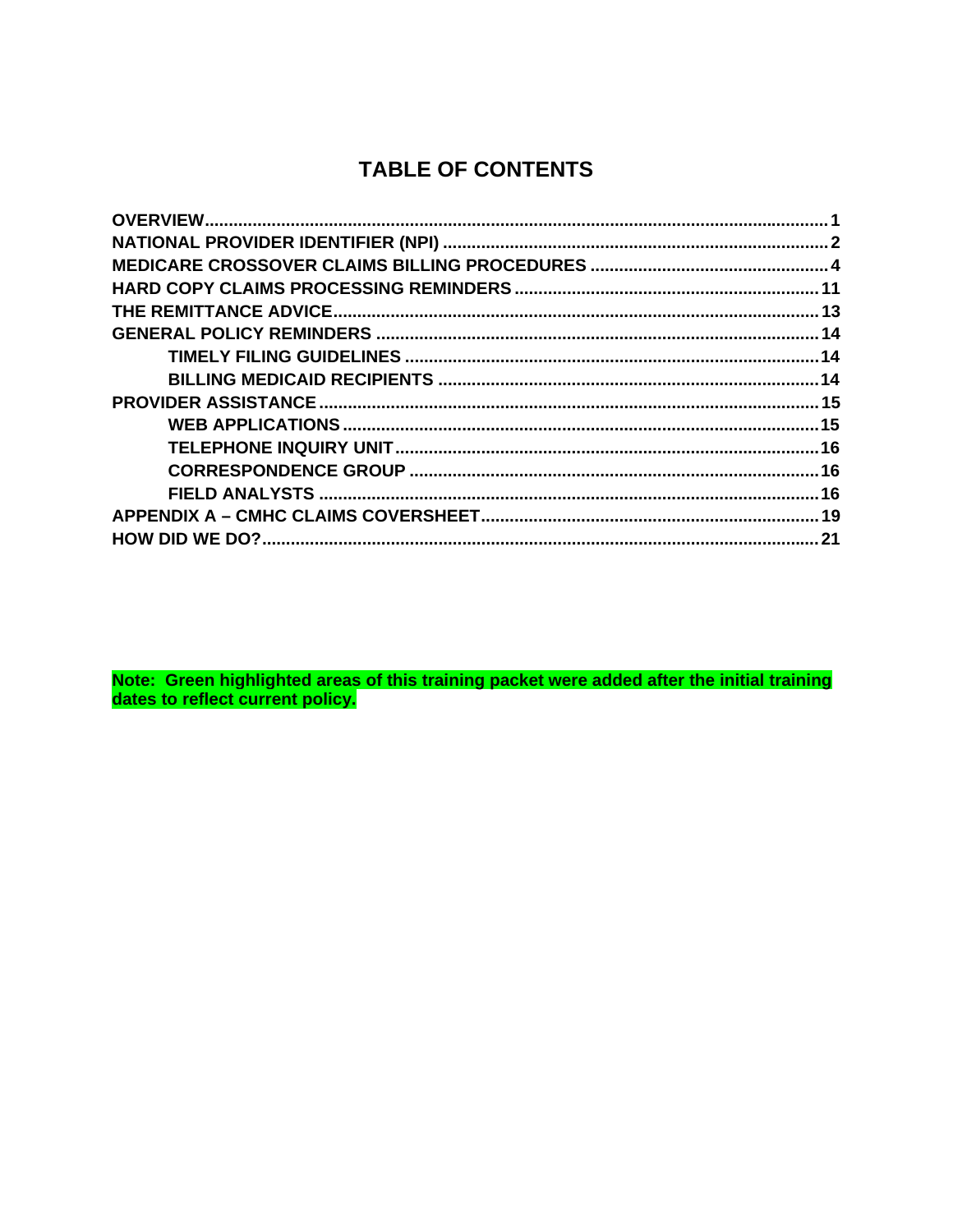# TABLE OF CONTENTS

| | |
|---|---|
| **OVERVIEW** | **1** |
| **NATIONAL PROVIDER IDENTIFIER (NPI)** | **2** |
| **MEDICARE CROSSOVER CLAIMS BILLING PROCEDURES** | **4** |
| **HARD COPY CLAIMS PROCESSING REMINDERS** | **11** |
| **THE REMITTANCE ADVICE** | **13** |
| **GENERAL POLICY REMINDERS** | **14** |
| &nbsp;&nbsp;&nbsp;&nbsp;**TIMELY FILING GUIDELINES** | **14** |
| &nbsp;&nbsp;&nbsp;&nbsp;**BILLING MEDICAID RECIPIENTS** | **14** |
| **PROVIDER ASSISTANCE** | **15** |
| &nbsp;&nbsp;&nbsp;&nbsp;**WEB APPLICATIONS** | **15** |
| &nbsp;&nbsp;&nbsp;&nbsp;**TELEPHONE INQUIRY UNIT** | **16** |
| &nbsp;&nbsp;&nbsp;&nbsp;**CORRESPONDENCE GROUP** | **16** |
| &nbsp;&nbsp;&nbsp;&nbsp;**FIELD ANALYSTS** | **16** |
| **APPENDIX A – CMHC CLAIMS COVERSHEET** | **19** |
| **HOW DID WE DO?** | **21** |

**Note: Green highlighted areas of this training packet were added after the initial training dates to reflect current policy.**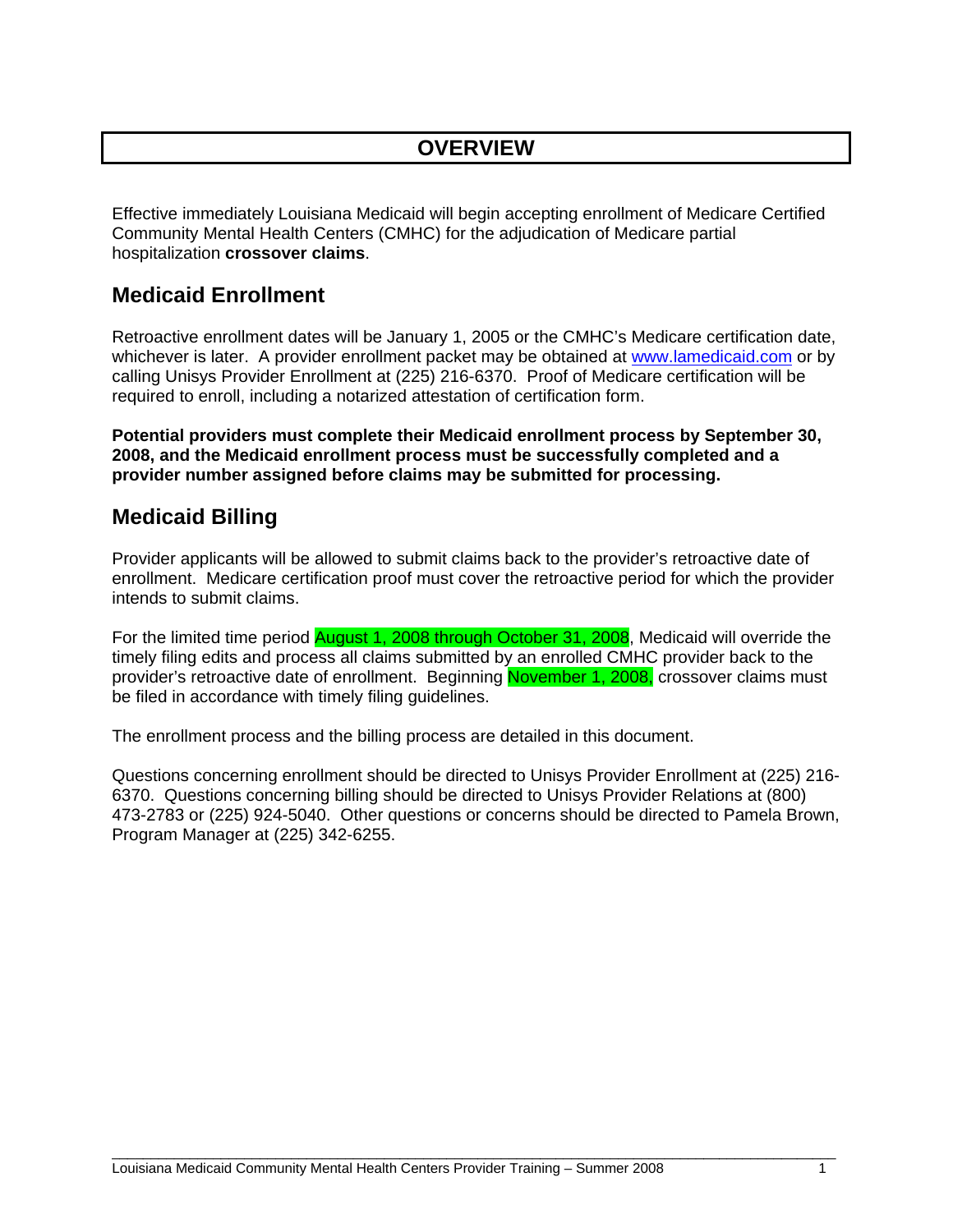# OVERVIEW

Effective immediately Louisiana Medicaid will begin accepting enrollment of Medicare Certified Community Mental Health Centers (CMHC) for the adjudication of Medicare partial hospitalization **crossover claims**.

## Medicaid Enrollment

Retroactive enrollment dates will be January 1, 2005 or the CMHC's Medicare certification date, whichever is later. A provider enrollment packet may be obtained at www.lamedicaid.com or by calling Unisys Provider Enrollment at (225) 216-6370. Proof of Medicare certification will be required to enroll, including a notarized attestation of certification form.

**Potential providers must complete their Medicaid enrollment process by September 30, 2008, and the Medicaid enrollment process must be successfully completed and a provider number assigned before claims may be submitted for processing.**

## Medicaid Billing

Provider applicants will be allowed to submit claims back to the provider's retroactive date of enrollment. Medicare certification proof must cover the retroactive period for which the provider intends to submit claims.

For the limited time period August 1, 2008 through October 31, 2008, Medicaid will override the timely filing edits and process all claims submitted by an enrolled CMHC provider back to the provider's retroactive date of enrollment. Beginning November 1, 2008, crossover claims must be filed in accordance with timely filing guidelines.

The enrollment process and the billing process are detailed in this document.

Questions concerning enrollment should be directed to Unisys Provider Enrollment at (225) 216-6370. Questions concerning billing should be directed to Unisys Provider Relations at (800) 473-2783 or (225) 924-5040. Other questions or concerns should be directed to Pamela Brown, Program Manager at (225) 342-6255.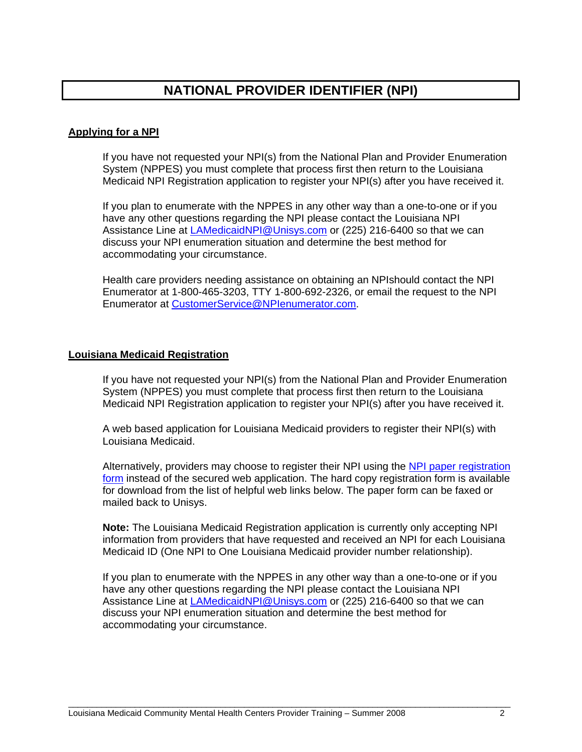# NATIONAL PROVIDER IDENTIFIER (NPI)

## Applying for a NPI

If you have not requested your NPI(s) from the National Plan and Provider Enumeration System (NPPES) you must complete that process first then return to the Louisiana Medicaid NPI Registration application to register your NPI(s) after you have received it.

If you plan to enumerate with the NPPES in any other way than a one-to-one or if you have any other questions regarding the NPI please contact the Louisiana NPI Assistance Line at LAMedicaidNPI@Unisys.com or (225) 216-6400 so that we can discuss your NPI enumeration situation and determine the best method for accommodating your circumstance.

Health care providers needing assistance on obtaining an NPIshould contact the NPI Enumerator at 1-800-465-3203, TTY 1-800-692-2326, or email the request to the NPI Enumerator at CustomerService@NPIenumerator.com.

## Louisiana Medicaid Registration

If you have not requested your NPI(s) from the National Plan and Provider Enumeration System (NPPES) you must complete that process first then return to the Louisiana Medicaid NPI Registration application to register your NPI(s) after you have received it.

A web based application for Louisiana Medicaid providers to register their NPI(s) with Louisiana Medicaid.

Alternatively, providers may choose to register their NPI using the NPI paper registration form instead of the secured web application. The hard copy registration form is available for download from the list of helpful web links below. The paper form can be faxed or mailed back to Unisys.

**Note:** The Louisiana Medicaid Registration application is currently only accepting NPI information from providers that have requested and received an NPI for each Louisiana Medicaid ID (One NPI to One Louisiana Medicaid provider number relationship).

If you plan to enumerate with the NPPES in any other way than a one-to-one or if you have any other questions regarding the NPI please contact the Louisiana NPI Assistance Line at LAMedicaidNPI@Unisys.com or (225) 216-6400 so that we can discuss your NPI enumeration situation and determine the best method for accommodating your circumstance.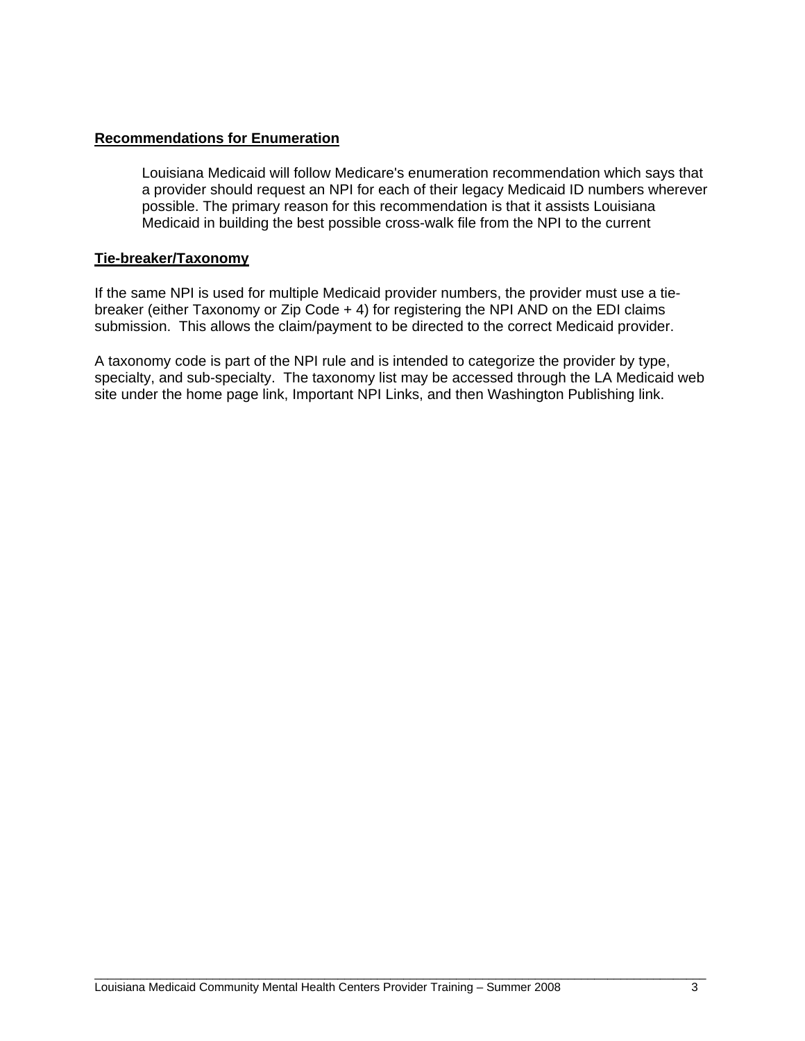## Recommendations for Enumeration

Louisiana Medicaid will follow Medicare's enumeration recommendation which says that a provider should request an NPI for each of their legacy Medicaid ID numbers wherever possible. The primary reason for this recommendation is that it assists Louisiana Medicaid in building the best possible cross-walk file from the NPI to the current

## Tie-breaker/Taxonomy

If the same NPI is used for multiple Medicaid provider numbers, the provider must use a tie-breaker (either Taxonomy or Zip Code + 4) for registering the NPI AND on the EDI claims submission. This allows the claim/payment to be directed to the correct Medicaid provider.

A taxonomy code is part of the NPI rule and is intended to categorize the provider by type, specialty, and sub-specialty. The taxonomy list may be accessed through the LA Medicaid web site under the home page link, Important NPI Links, and then Washington Publishing link.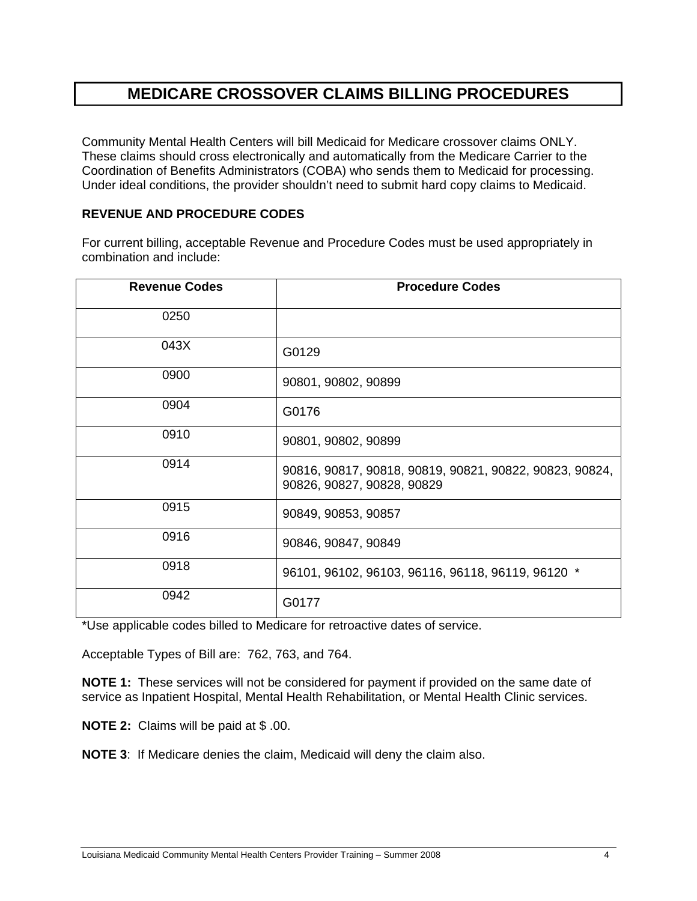# MEDICARE CROSSOVER CLAIMS BILLING PROCEDURES

Community Mental Health Centers will bill Medicaid for Medicare crossover claims ONLY. These claims should cross electronically and automatically from the Medicare Carrier to the Coordination of Benefits Administrators (COBA) who sends them to Medicaid for processing. Under ideal conditions, the provider shouldn't need to submit hard copy claims to Medicaid.

**REVENUE AND PROCEDURE CODES**

For current billing, acceptable Revenue and Procedure Codes must be used appropriately in combination and include:

| Revenue Codes | Procedure Codes |
|---|---|
| 0250 | |
| 043X | G0129 |
| 0900 | 90801, 90802, 90899 |
| 0904 | G0176 |
| 0910 | 90801, 90802, 90899 |
| 0914 | 90816, 90817, 90818, 90819, 90821, 90822, 90823, 90824, 90826, 90827, 90828, 90829 |
| 0915 | 90849, 90853, 90857 |
| 0916 | 90846, 90847, 90849 |
| 0918 | 96101, 96102, 96103, 96116, 96118, 96119, 96120 * |
| 0942 | G0177 |

*Use applicable codes billed to Medicare for retroactive dates of service.

Acceptable Types of Bill are: 762, 763, and 764.

**NOTE 1:** These services will not be considered for payment if provided on the same date of service as Inpatient Hospital, Mental Health Rehabilitation, or Mental Health Clinic services.

**NOTE 2:** Claims will be paid at $ .00.

**NOTE 3**: If Medicare denies the claim, Medicaid will deny the claim also.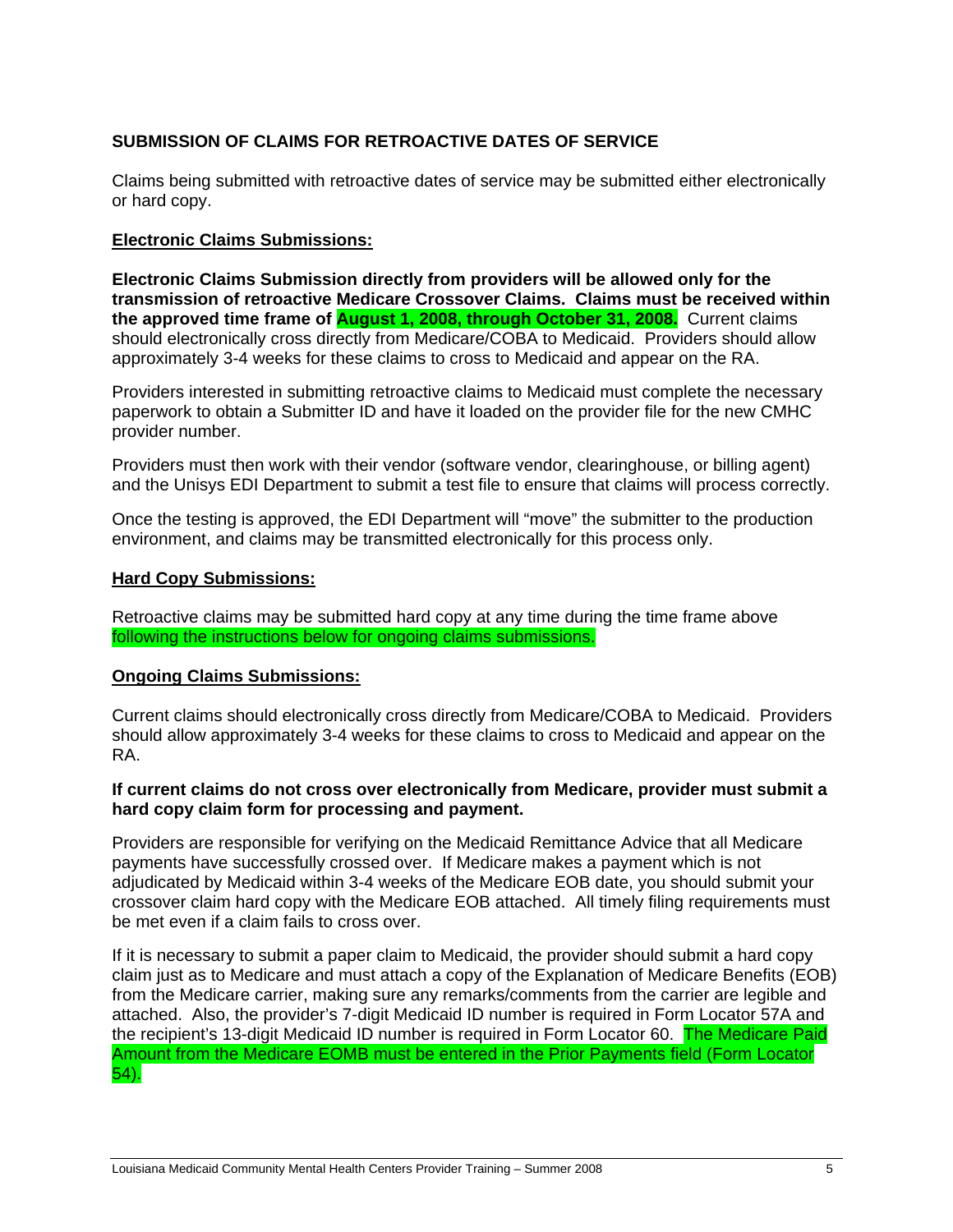## SUBMISSION OF CLAIMS FOR RETROACTIVE DATES OF SERVICE

Claims being submitted with retroactive dates of service may be submitted either electronically or hard copy.

### Electronic Claims Submissions:

**Electronic Claims Submission directly from providers will be allowed only for the transmission of retroactive Medicare Crossover Claims. Claims must be received within the approved time frame of August 1, 2008, through October 31, 2008.** Current claims should electronically cross directly from Medicare/COBA to Medicaid. Providers should allow approximately 3-4 weeks for these claims to cross to Medicaid and appear on the RA.

Providers interested in submitting retroactive claims to Medicaid must complete the necessary paperwork to obtain a Submitter ID and have it loaded on the provider file for the new CMHC provider number.

Providers must then work with their vendor (software vendor, clearinghouse, or billing agent) and the Unisys EDI Department to submit a test file to ensure that claims will process correctly.

Once the testing is approved, the EDI Department will "move" the submitter to the production environment, and claims may be transmitted electronically for this process only.

### Hard Copy Submissions:

Retroactive claims may be submitted hard copy at any time during the time frame above following the instructions below for ongoing claims submissions.

### Ongoing Claims Submissions:

Current claims should electronically cross directly from Medicare/COBA to Medicaid. Providers should allow approximately 3-4 weeks for these claims to cross to Medicaid and appear on the RA.

**If current claims do not cross over electronically from Medicare, provider must submit a hard copy claim form for processing and payment.**

Providers are responsible for verifying on the Medicaid Remittance Advice that all Medicare payments have successfully crossed over. If Medicare makes a payment which is not adjudicated by Medicaid within 3-4 weeks of the Medicare EOB date, you should submit your crossover claim hard copy with the Medicare EOB attached. All timely filing requirements must be met even if a claim fails to cross over.

If it is necessary to submit a paper claim to Medicaid, the provider should submit a hard copy claim just as to Medicare and must attach a copy of the Explanation of Medicare Benefits (EOB) from the Medicare carrier, making sure any remarks/comments from the carrier are legible and attached. Also, the provider's 7-digit Medicaid ID number is required in Form Locator 57A and the recipient's 13-digit Medicaid ID number is required in Form Locator 60. The Medicare Paid Amount from the Medicare EOMB must be entered in the Prior Payments field (Form Locator 54).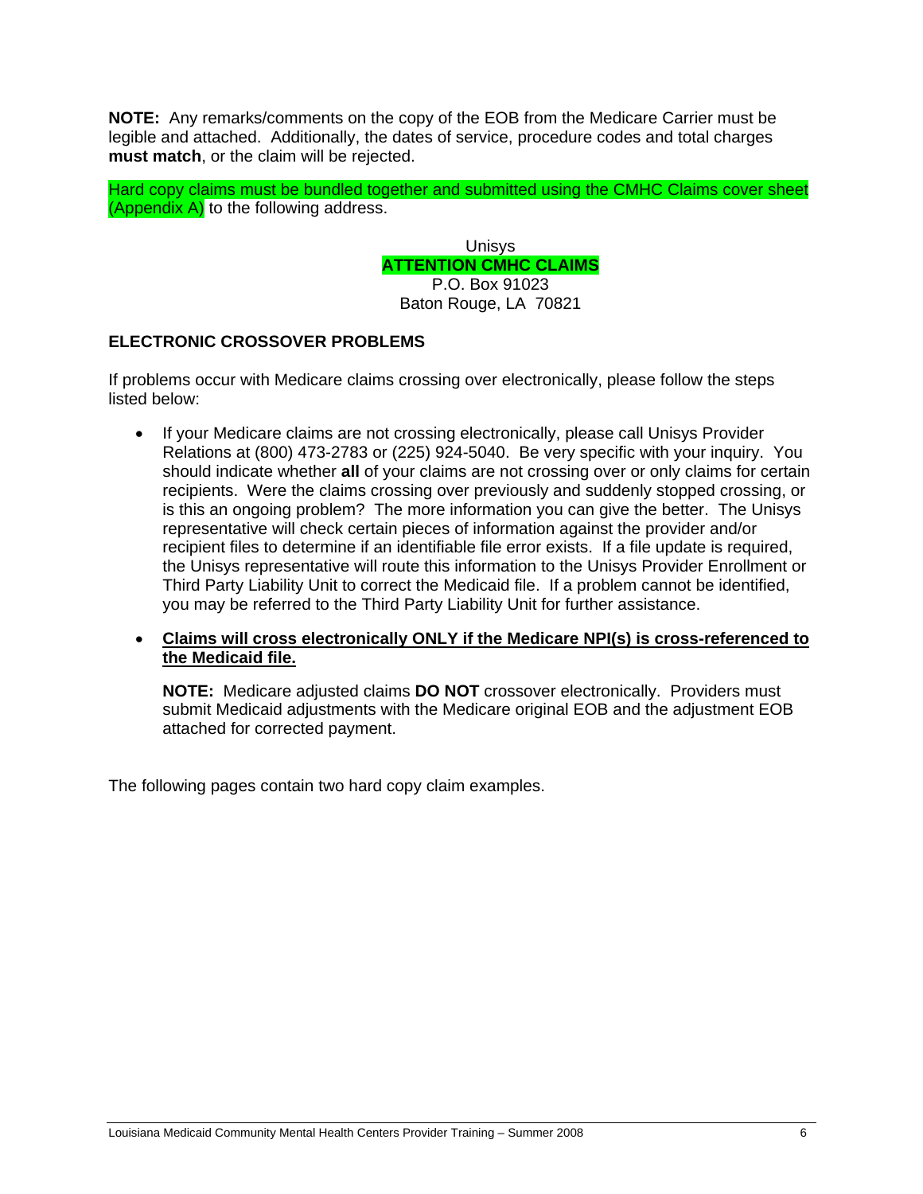**NOTE:** Any remarks/comments on the copy of the EOB from the Medicare Carrier must be legible and attached. Additionally, the dates of service, procedure codes and total charges **must match**, or the claim will be rejected.

Hard copy claims must be bundled together and submitted using the CMHC Claims cover sheet (Appendix A) to the following address.

Unisys
**ATTENTION CMHC CLAIMS**
P.O. Box 91023
Baton Rouge, LA 70821

### ELECTRONIC CROSSOVER PROBLEMS

If problems occur with Medicare claims crossing over electronically, please follow the steps listed below:

- If your Medicare claims are not crossing electronically, please call Unisys Provider Relations at (800) 473-2783 or (225) 924-5040. Be very specific with your inquiry. You should indicate whether **all** of your claims are not crossing over or only claims for certain recipients. Were the claims crossing over previously and suddenly stopped crossing, or is this an ongoing problem? The more information you can give the better. The Unisys representative will check certain pieces of information against the provider and/or recipient files to determine if an identifiable file error exists. If a file update is required, the Unisys representative will route this information to the Unisys Provider Enrollment or Third Party Liability Unit to correct the Medicaid file. If a problem cannot be identified, you may be referred to the Third Party Liability Unit for further assistance.

- **Claims will cross electronically ONLY if the Medicare NPI(s) is cross-referenced to the Medicaid file.**

  **NOTE:** Medicare adjusted claims **DO NOT** crossover electronically. Providers must submit Medicaid adjustments with the Medicare original EOB and the adjustment EOB attached for corrected payment.

The following pages contain two hard copy claim examples.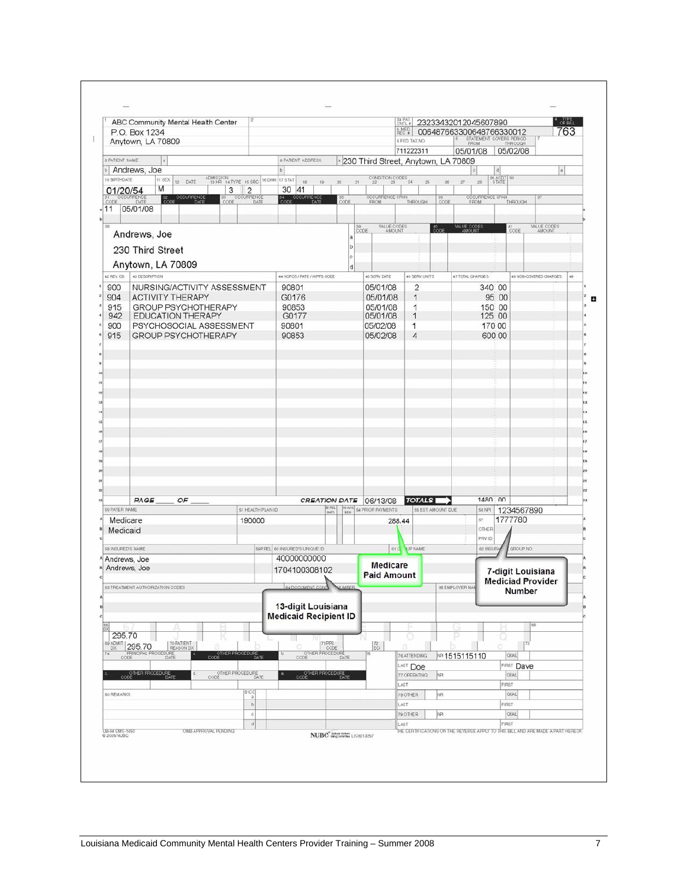ABC Community Mental Health Center
P.O. Box 1234
Anytown, LA 70809

3a PAT CNTL #: 23233432012045607890
b MED REC #: 006487663300648766330012
4 TYPE OF BILL: 763
5 FED TAX NO: 711222311
6 STATEMENT COVERS PERIOD FROM: 05/01/08 THROUGH: 05/02/08

8 PATIENT NAME: Andrews, Joe
9 PATIENT ADDRESS: 230 Third Street, Anytown, LA 70809

10 BIRTHDATE: 01/20/54
11 SEX: M
14 TYPE: 3
15 SRC: 2
17 STAT: 30
18: 41

31 OCCURRENCE CODE: 11 DATE: 05/01/08

38:
Andrews, Joe
230 Third Street
Anytown, LA 70809

| 42 REV. CD. | 43 DESCRIPTION | 44 HCPCS / RATE / HIPPS CODE | 45 SERV. DATE | 46 SERV. UNITS | 47 TOTAL CHARGES | 48 NON-COVERED CHARGES |
|---|---|---|---|---|---|---|
| 900 | NURSING/ACTIVITY ASSESSMENT | 90801 | 05/01/08 | 2 | 340 00 | |
| 904 | ACTIVITY THERAPY | G0176 | 05/01/08 | 1 | 95 00 | |
| 915 | GROUP PSYCHOTHERAPY | 90853 | 05/01/08 | 1 | 150 00 | |
| 942 | EDUCATION THERAPY | G0177 | 05/01/08 | 1 | 125 00 | |
| 900 | PSYCHOSOCIAL ASSESSMENT | 90801 | 05/02/08 | 1 | 170 00 | |
| 915 | GROUP PSYCHOTHERAPY | 90853 | 05/02/08 | 4 | 600 00 | |
| | PAGE \_\_\_\_ OF \_\_\_\_ | CREATION DATE | 06/13/08 | TOTALS | 1480 00 | |

| 50 PAYER NAME | 51 HEALTH PLAN ID | 54 PRIOR PAYMENTS | 56 NPI |
|---|---|---|---|
| Medicare | 190000 | 288.44 | 1234567890 |
| Medicaid | | | 57 OTHER PRV ID: 1777780 |

| 58 INSURED'S NAME | 60 INSURED'S UNIQUE ID |
|---|---|
| Andrews, Joe | 40000000000 |
| Andrews, Joe | 1704100308102 |

Medicare Paid Amount

7-digit Louisiana Mediciad Provider Number

13-digit Louisiana Medicaid Recipient ID

67: 295.70
69 ADMIT DX: 295.70

76 ATTENDING NPI: 1515115110
LAST: Doe FIRST: Dave

UB-04 CMS-1450 © 2005 NUBC
OMB APPROVAL PENDING
NUBC LIC9213257
THE CERTIFICATIONS ON THE REVERSE APPLY TO THIS BILL AND ARE MADE A PART HEREOF.

Louisiana Medicaid Community Mental Health Centers Provider Training – Summer 2008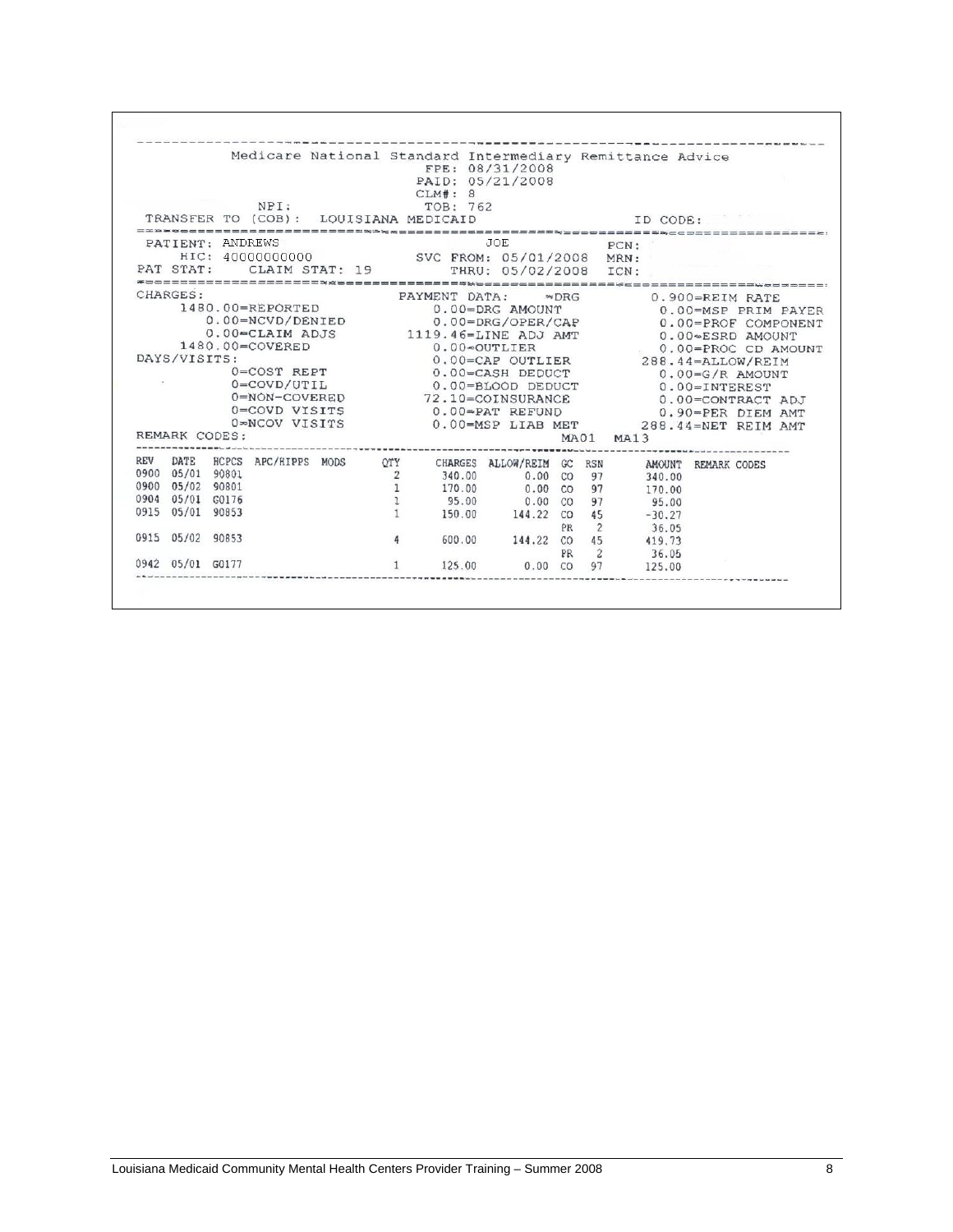```
Medicare National Standard Intermediary Remittance Advice
                              FPE: 08/31/2008
                              PAID: 05/21/2008
                              CLM#: 8
              NPI:            TOB: 762
TRANSFER TO (COB):  LOUISIANA MEDICAID                          ID CODE:
================================================================================
PATIENT: ANDREWS                    JOE                  PCN:
   HIC: 40000000000          SVC FROM: 05/01/2008        MRN:
PAT STAT:    CLAIM STAT: 19       THRU: 05/02/2008       ICN:
================================================================================
CHARGES:                     PAYMENT DATA:     =DRG         0.900=REIM RATE
     1480.00=REPORTED           0.00=DRG AMOUNT              0.00=MSP PRIM PAYER
        0.00=NCVD/DENIED        0.00=DRG/OPER/CAP            0.00=PROF COMPONENT
        0.00=CLAIM ADJS      1119.46=LINE ADJ AMT            0.00=ESRD AMOUNT
     1480.00=COVERED            0.00=OUTLIER                 0.00=PROC CD AMOUNT
DAYS/VISITS:                    0.00=CAP OUTLIER           288.44=ALLOW/REIM
           0=COST REPT          0.00=CASH DEDUCT             0.00=G/R AMOUNT
           0=COVD/UTIL          0.00=BLOOD DEDUCT            0.00=INTEREST
           0=NON-COVERED       72.10=COINSURANCE             0.00=CONTRACT ADJ
           0=COVD VISITS        0.00=PAT REFUND              0.90=PER DIEM AMT
           0=NCOV VISITS        0.00=MSP LIAB MET          288.44=NET REIM AMT
REMARK CODES:                                     MA01  MA13
```

| REV | DATE | HCPCS | APC/HIPPS | MODS | QTY | CHARGES | ALLOW/REIM | GC | RSN | AMOUNT | REMARK CODES |
|---|---|---|---|---|---|---|---|---|---|---|---|
| 0900 | 05/01 | 90801 | | | 2 | 340.00 | 0.00 | CO | 97 | 340.00 | |
| 0900 | 05/02 | 90801 | | | 1 | 170.00 | 0.00 | CO | 97 | 170.00 | |
| 0904 | 05/01 | G0176 | | | 1 | 95.00 | 0.00 | CO | 97 | 95.00 | |
| 0915 | 05/01 | 90853 | | | 1 | 150.00 | 144.22 | CO | 45 | -30.27 | |
| | | | | | | | | PR | 2 | 36.05 | |
| 0915 | 05/02 | 90853 | | | 4 | 600.00 | 144.22 | CO | 45 | 419.73 | |
| | | | | | | | | PR | 2 | 36.05 | |
| 0942 | 05/01 | G0177 | | | 1 | 125.00 | 0.00 | CO | 97 | 125.00 | |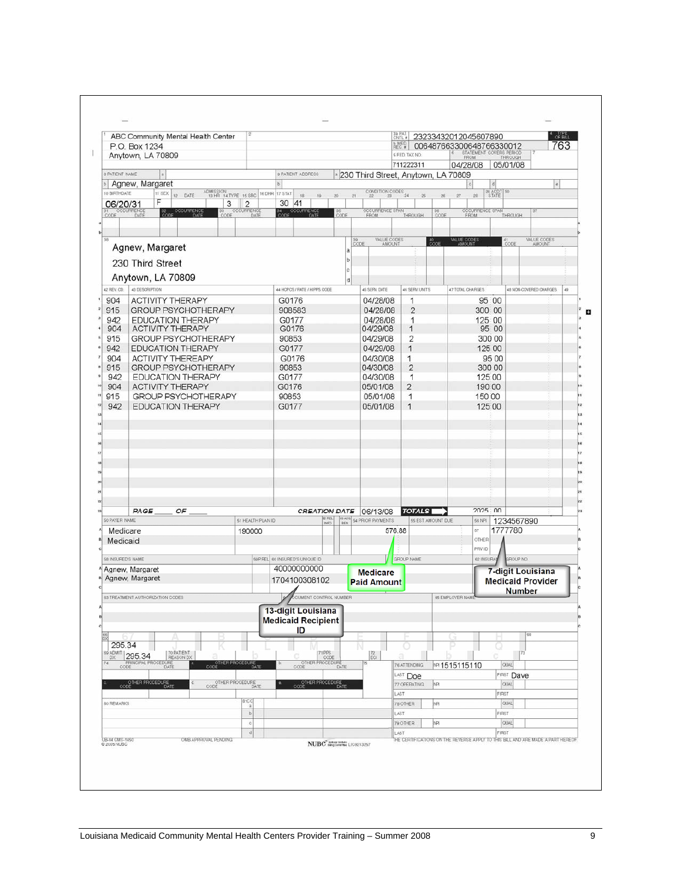**UB-04 Claim Form Example**

| Field | Value |
|---|---|
| 1 | ABC Community Mental Health Center<br>P.O. Box 1234<br>Anytown, LA 70809 |
| 3a PAT CNTL # | 23233432012045607890 |
| 3b MED REC # | 006487663300648766330012 |
| 4 TYPE OF BILL | 763 |
| 5 FED TAX NO. | 711222311 |
| 6 STATEMENT COVERS PERIOD FROM / THROUGH | 04/28/08 / 05/01/08 |
| 8 PATIENT NAME | Agnew, Margaret |
| 9 PATIENT ADDRESS | 230 Third Street, Anytown, LA 70809 |
| 10 BIRTHDATE | 06/20/31 |
| 11 SEX | F |
| 14 TYPE | 3 |
| 15 SRC | 2 |
| 17 STAT | 30 |
| 18 CONDITION CODES | 41 |
| 38 | Agnew, Margaret<br>230 Third Street<br>Anytown, LA 70809 |

| 42 REV. CD. | 43 DESCRIPTION | 44 HCPCS / RATE / HIPPS CODE | 45 SERV. DATE | 46 SERV. UNITS | 47 TOTAL CHARGES | 48 NON-COVERED CHARGES |
|---|---|---|---|---|---|---|
| 904 | ACTIVITY THERAPY | G0176 | 04/28/08 | 1 | 95 00 | |
| 915 | GROUP PSYCHOTHERAPY | 908583 | 04/28/08 | 2 | 300 00 | |
| 942 | EDUCATION THERAPY | G0177 | 04/28/08 | 1 | 125 00 | |
| 904 | ACTIVITY THERAPY | G0176 | 04/29/08 | 1 | 95 00 | |
| 915 | GROUP PSYCHOTHERAPY | 90853 | 04/29/08 | 2 | 300 00 | |
| 942 | EDUCATION THERAPY | G0177 | 04/29/08 | 1 | 125 00 | |
| 904 | ACTIVITY THEREAPY | G0176 | 04/30/08 | 1 | 95 00 | |
| 915 | GROUP PSYCHOTHERAPY | 90853 | 04/30/08 | 2 | 300 00 | |
| 942 | EDUCATION THERAPY | G0177 | 04/30/08 | 1 | 125 00 | |
| 904 | ACTIVITY THERAPY | G0176 | 05/01/08 | 2 | 190 00 | |
| 915 | GROUP PSYCHOTHERAPY | 90853 | 05/01/08 | 1 | 150 00 | |
| 942 | EDUCATION THERAPY | G0177 | 05/01/08 | 1 | 125 00 | |
| | PAGE ___ OF ___ | CREATION DATE | 06/13/08 | TOTALS | 2025 00 | |

| 50 PAYER NAME | 51 HEALTH PLAN ID | 54 PRIOR PAYMENTS | 56 NPI / 57 OTHER PRV ID |
|---|---|---|---|
| Medicare | 190000 | 576.88 | 1234567890 |
| Medicaid | | | 1777780 |

| 58 INSURED'S NAME | 60 INSURED'S UNIQUE ID |
|---|---|
| Agnew, Margaret | 40000000000 |
| Agnew, Margaret | 1704100308102 |

Callouts: **Medicare Paid Amount** (Form Locator 54); **7-digit Louisiana Medicaid Provider Number** (Form Locator 57); **13-digit Louisiana Medicaid Recipient ID** (Form Locator 60)

| Field | Value |
|---|---|
| 67 Principal DX | 295.34 |
| 69 ADMIT DX | 295.34 |
| 76 ATTENDING NPI | 1515115110 |
| 76 ATTENDING LAST / FIRST | Doe / Dave |

UB-04 CMS-1450 © 2005 NUBC — OMB APPROVAL PENDING — NUBC LIC9213257 — THE CERTIFICATIONS ON THE REVERSE APPLY TO THIS BILL AND ARE MADE A PART HEREOF.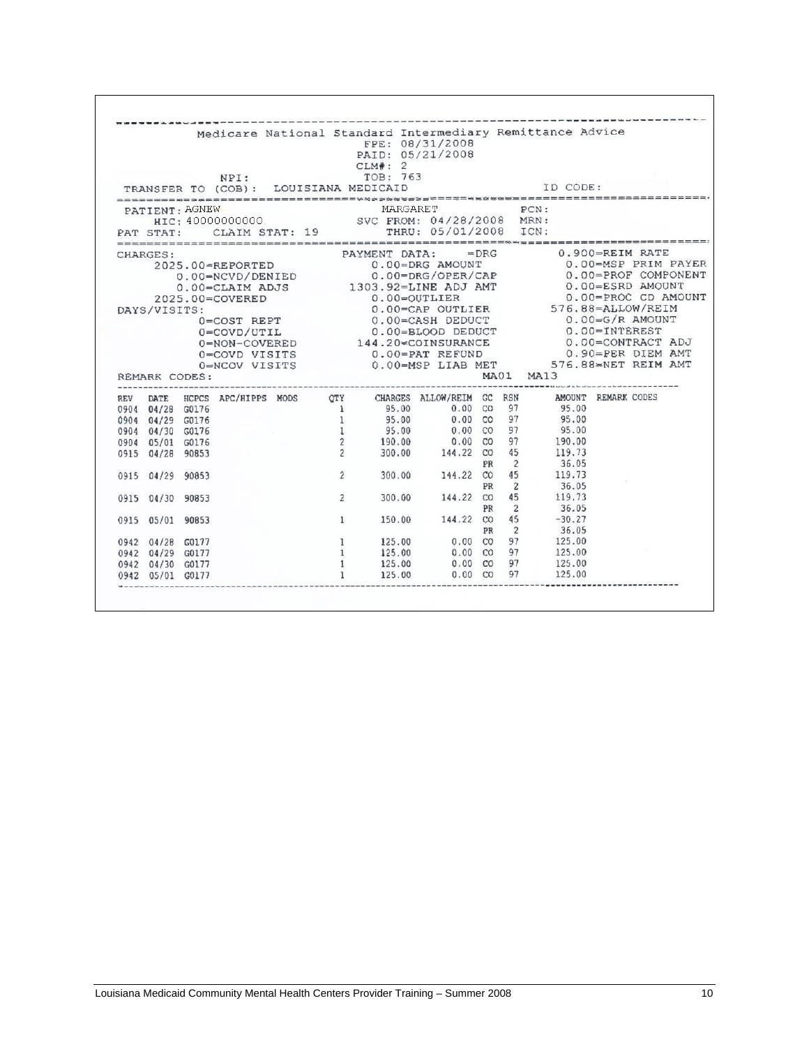Medicare National Standard Intermediary Remittance Advice

FPE: 08/31/2008
PAID: 05/21/2008
CLM#: 2
TOB: 763

NPI:

TRANSFER TO (COB): LOUISIANA MEDICAID ID CODE:

PATIENT: AGNEW MARGARET PCN:
HIC: 40000000000 SVC FROM: 04/28/2008 MRN:
PAT STAT: CLAIM STAT: 19 THRU: 05/01/2008 ICN:

CHARGES:
2025.00=REPORTED
0.00=NCVD/DENIED
0.00=CLAIM ADJS
2025.00=COVERED

DAYS/VISITS:
0=COST REPT
0=COVD/UTIL
0=NON-COVERED
0=COVD VISITS
0=NCOV VISITS

PAYMENT DATA: =DRG
0.00=DRG AMOUNT
0.00=DRG/OPER/CAP
1303.92=LINE ADJ AMT
0.00=OUTLIER
0.00=CAP OUTLIER
0.00=CASH DEDUCT
0.00=BLOOD DEDUCT
144.20=COINSURANCE
0.00=PAT REFUND
0.00=MSP LIAB MET

0.900=REIM RATE
0.00=MSP PRIM PAYER
0.00=PROF COMPONENT
0.00=ESRD AMOUNT
0.00=PROC CD AMOUNT
576.88=ALLOW/REIM
0.00=G/R AMOUNT
0.00=INTEREST
0.00=CONTRACT ADJ
0.90=PER DIEM AMT
576.88=NET REIM AMT

REMARK CODES: MA01 MA13

| REV | DATE | HCPCS | APC/HIPPS | MODS | QTY | CHARGES | ALLOW/REIM | GC | RSN | AMOUNT | REMARK CODES |
|---|---|---|---|---|---|---|---|---|---|---|---|
| 0904 | 04/28 | G0176 | | | 1 | 95.00 | 0.00 | CO | 97 | 95.00 | |
| 0904 | 04/29 | G0176 | | | 1 | 95.00 | 0.00 | CO | 97 | 95.00 | |
| 0904 | 04/30 | G0176 | | | 1 | 95.00 | 0.00 | CO | 97 | 95.00 | |
| 0904 | 05/01 | G0176 | | | 2 | 190.00 | 0.00 | CO | 97 | 190.00 | |
| 0915 | 04/28 | 90853 | | | 2 | 300.00 | 144.22 | CO | 45 | 119.73 | |
| | | | | | | | | PR | 2 | 36.05 | |
| 0915 | 04/29 | 90853 | | | 2 | 300.00 | 144.22 | CO | 45 | 119.73 | |
| | | | | | | | | PR | 2 | 36.05 | |
| 0915 | 04/30 | 90853 | | | 2 | 300.00 | 144.22 | CO | 45 | 119.73 | |
| | | | | | | | | PR | 2 | 36.05 | |
| 0915 | 05/01 | 90853 | | | 1 | 150.00 | 144.22 | CO | 45 | -30.27 | |
| | | | | | | | | PR | 2 | 36.05 | |
| 0942 | 04/28 | G0177 | | | 1 | 125.00 | 0.00 | CO | 97 | 125.00 | |
| 0942 | 04/29 | G0177 | | | 1 | 125.00 | 0.00 | CO | 97 | 125.00 | |
| 0942 | 04/30 | G0177 | | | 1 | 125.00 | 0.00 | CO | 97 | 125.00 | |
| 0942 | 05/01 | G0177 | | | 1 | 125.00 | 0.00 | CO | 97 | 125.00 | |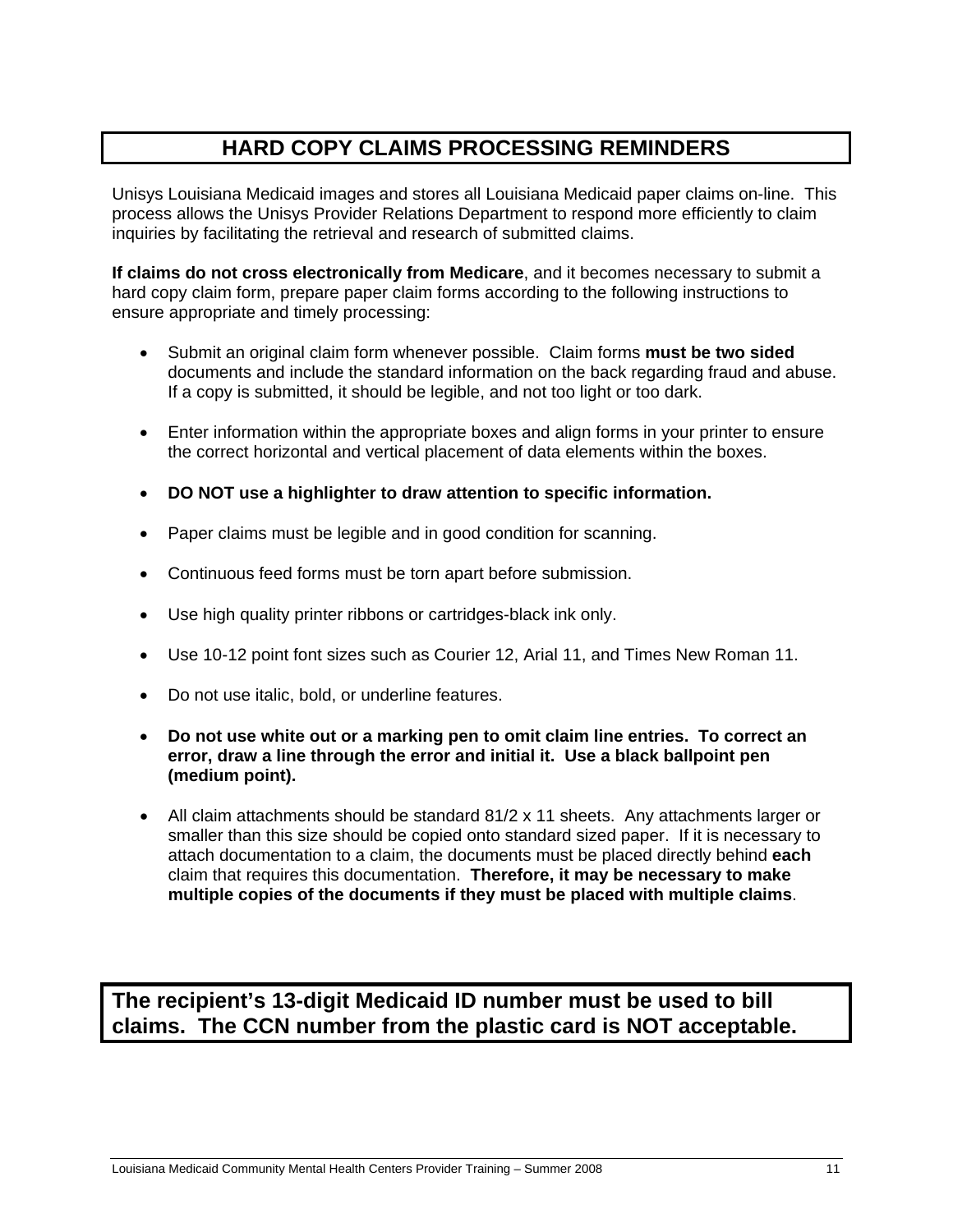# HARD COPY CLAIMS PROCESSING REMINDERS

Unisys Louisiana Medicaid images and stores all Louisiana Medicaid paper claims on-line. This process allows the Unisys Provider Relations Department to respond more efficiently to claim inquiries by facilitating the retrieval and research of submitted claims.

**If claims do not cross electronically from Medicare**, and it becomes necessary to submit a hard copy claim form, prepare paper claim forms according to the following instructions to ensure appropriate and timely processing:

- Submit an original claim form whenever possible. Claim forms **must be two sided** documents and include the standard information on the back regarding fraud and abuse. If a copy is submitted, it should be legible, and not too light or too dark.
- Enter information within the appropriate boxes and align forms in your printer to ensure the correct horizontal and vertical placement of data elements within the boxes.
- **DO NOT use a highlighter to draw attention to specific information.**
- Paper claims must be legible and in good condition for scanning.
- Continuous feed forms must be torn apart before submission.
- Use high quality printer ribbons or cartridges-black ink only.
- Use 10-12 point font sizes such as Courier 12, Arial 11, and Times New Roman 11.
- Do not use italic, bold, or underline features.
- **Do not use white out or a marking pen to omit claim line entries. To correct an error, draw a line through the error and initial it. Use a black ballpoint pen (medium point).**
- All claim attachments should be standard 81/2 x 11 sheets. Any attachments larger or smaller than this size should be copied onto standard sized paper. If it is necessary to attach documentation to a claim, the documents must be placed directly behind **each** claim that requires this documentation. **Therefore, it may be necessary to make multiple copies of the documents if they must be placed with multiple claims**.

**The recipient's 13-digit Medicaid ID number must be used to bill claims. The CCN number from the plastic card is NOT acceptable.**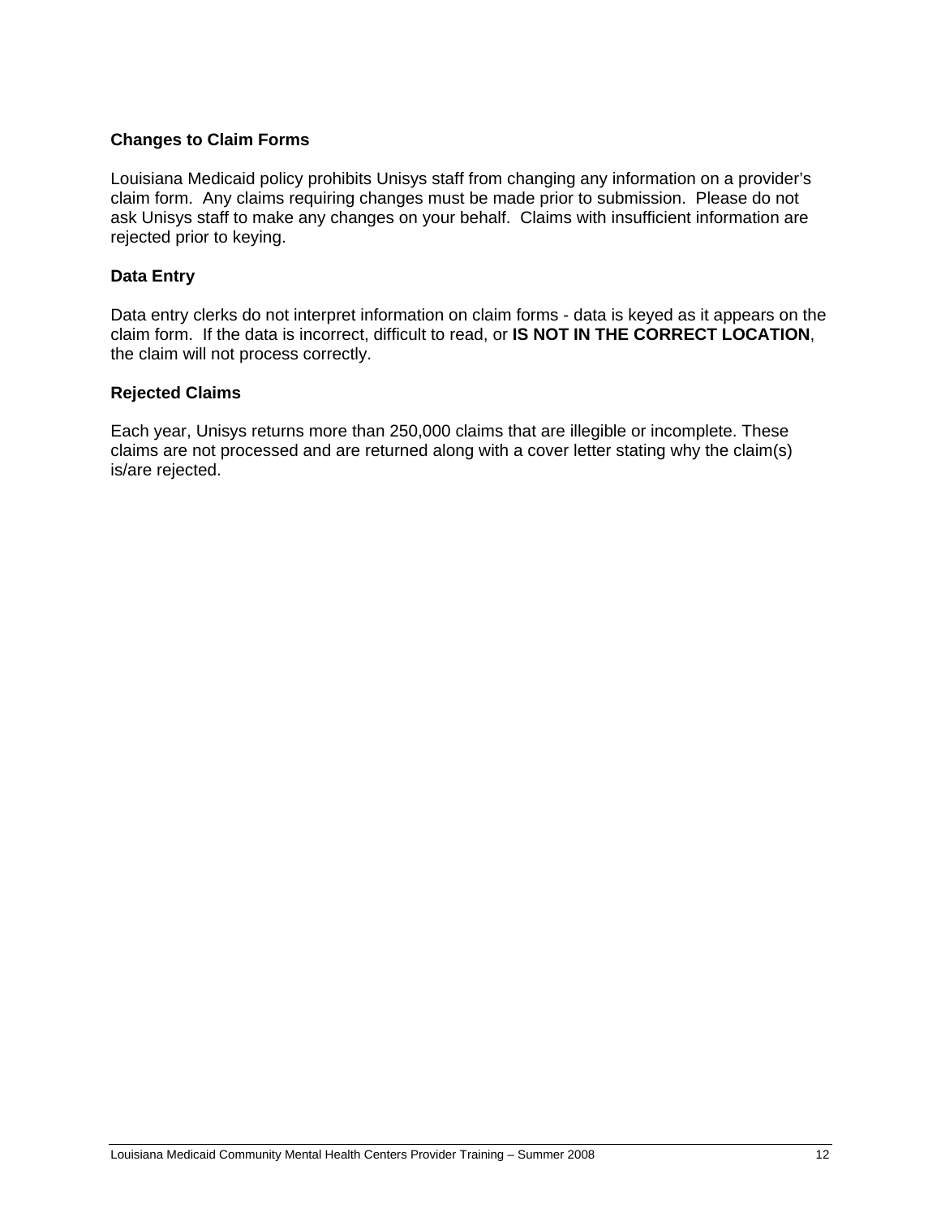### Changes to Claim Forms

Louisiana Medicaid policy prohibits Unisys staff from changing any information on a provider's claim form. Any claims requiring changes must be made prior to submission. Please do not ask Unisys staff to make any changes on your behalf. Claims with insufficient information are rejected prior to keying.

### Data Entry

Data entry clerks do not interpret information on claim forms - data is keyed as it appears on the claim form. If the data is incorrect, difficult to read, or **IS NOT IN THE CORRECT LOCATION**, the claim will not process correctly.

### Rejected Claims

Each year, Unisys returns more than 250,000 claims that are illegible or incomplete. These claims are not processed and are returned along with a cover letter stating why the claim(s) is/are rejected.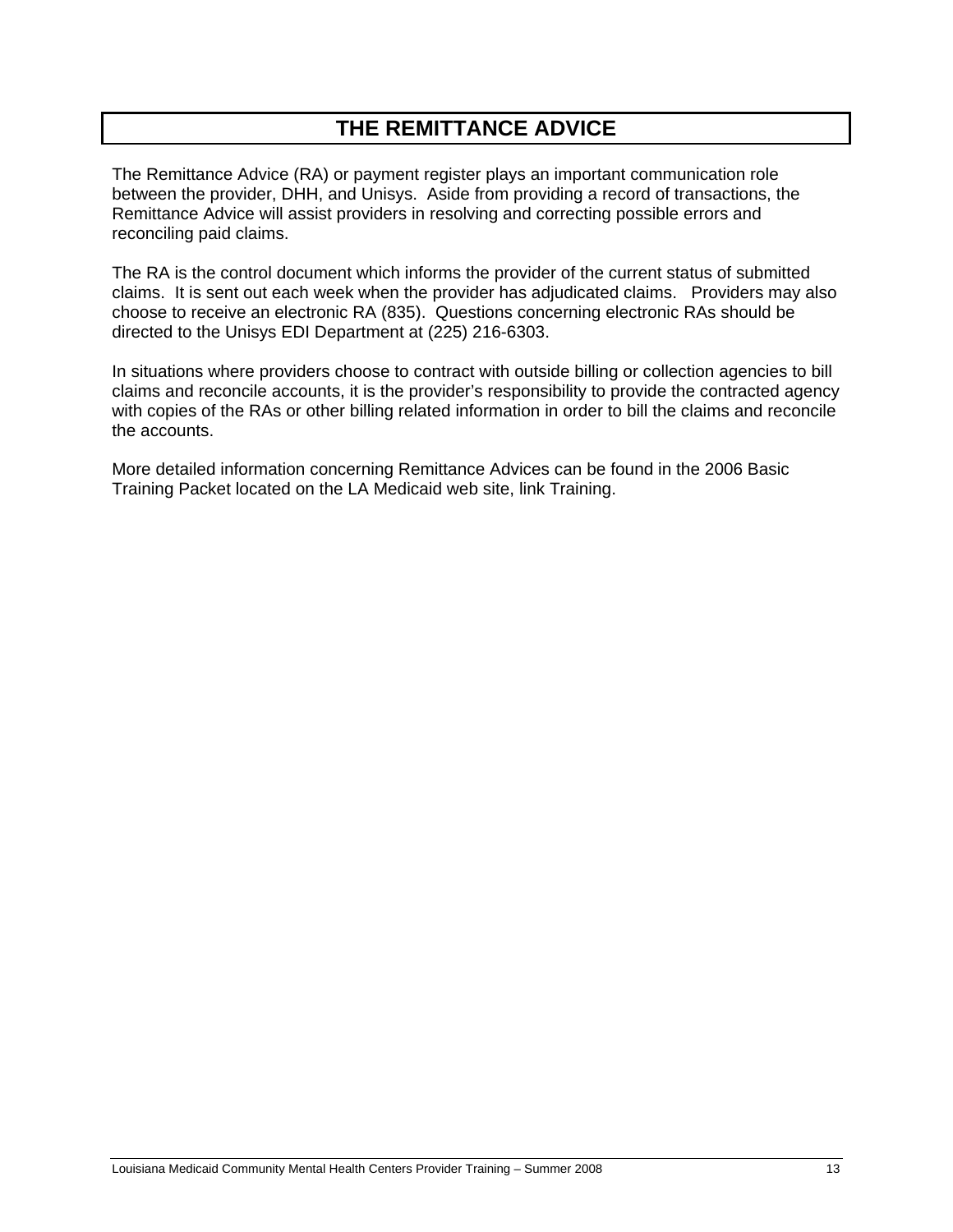# THE REMITTANCE ADVICE

The Remittance Advice (RA) or payment register plays an important communication role between the provider, DHH, and Unisys. Aside from providing a record of transactions, the Remittance Advice will assist providers in resolving and correcting possible errors and reconciling paid claims.

The RA is the control document which informs the provider of the current status of submitted claims. It is sent out each week when the provider has adjudicated claims. Providers may also choose to receive an electronic RA (835). Questions concerning electronic RAs should be directed to the Unisys EDI Department at (225) 216-6303.

In situations where providers choose to contract with outside billing or collection agencies to bill claims and reconcile accounts, it is the provider's responsibility to provide the contracted agency with copies of the RAs or other billing related information in order to bill the claims and reconcile the accounts.

More detailed information concerning Remittance Advices can be found in the 2006 Basic Training Packet located on the LA Medicaid web site, link Training.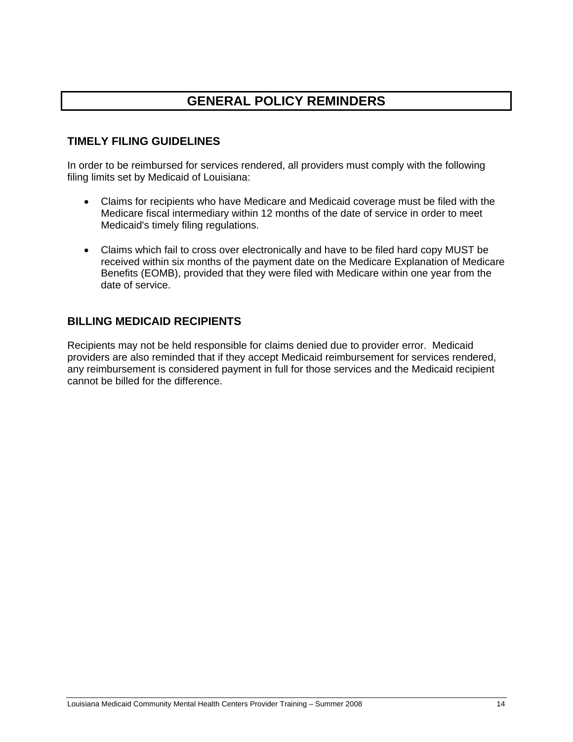# GENERAL POLICY REMINDERS

## TIMELY FILING GUIDELINES

In order to be reimbursed for services rendered, all providers must comply with the following filing limits set by Medicaid of Louisiana:

- Claims for recipients who have Medicare and Medicaid coverage must be filed with the Medicare fiscal intermediary within 12 months of the date of service in order to meet Medicaid's timely filing regulations.

- Claims which fail to cross over electronically and have to be filed hard copy MUST be received within six months of the payment date on the Medicare Explanation of Medicare Benefits (EOMB), provided that they were filed with Medicare within one year from the date of service.

## BILLING MEDICAID RECIPIENTS

Recipients may not be held responsible for claims denied due to provider error. Medicaid providers are also reminded that if they accept Medicaid reimbursement for services rendered, any reimbursement is considered payment in full for those services and the Medicaid recipient cannot be billed for the difference.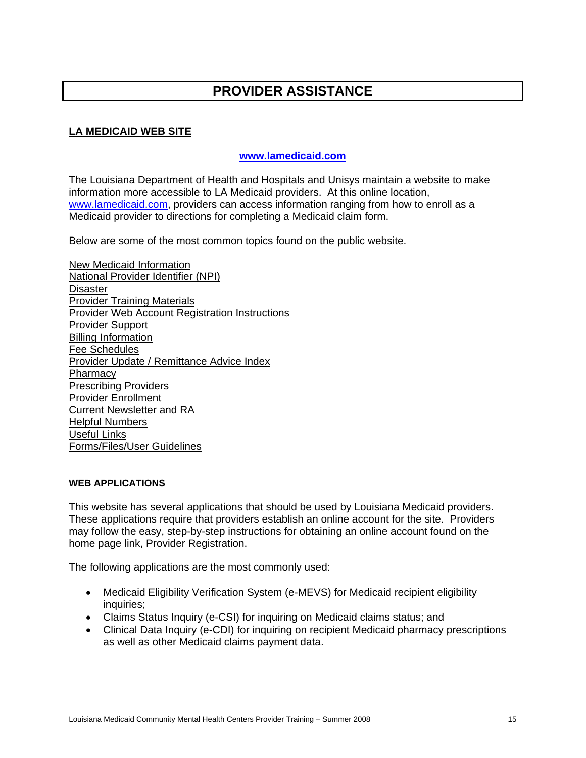# PROVIDER ASSISTANCE

## LA MEDICAID WEB SITE

**www.lamedicaid.com**

The Louisiana Department of Health and Hospitals and Unisys maintain a website to make information more accessible to LA Medicaid providers. At this online location, www.lamedicaid.com, providers can access information ranging from how to enroll as a Medicaid provider to directions for completing a Medicaid claim form.

Below are some of the most common topics found on the public website.

New Medicaid Information
National Provider Identifier (NPI)
Disaster
Provider Training Materials
Provider Web Account Registration Instructions
Provider Support
Billing Information
Fee Schedules
Provider Update / Remittance Advice Index
Pharmacy
Prescribing Providers
Provider Enrollment
Current Newsletter and RA
Helpful Numbers
Useful Links
Forms/Files/User Guidelines

### WEB APPLICATIONS

This website has several applications that should be used by Louisiana Medicaid providers. These applications require that providers establish an online account for the site. Providers may follow the easy, step-by-step instructions for obtaining an online account found on the home page link, Provider Registration.

The following applications are the most commonly used:

- Medicaid Eligibility Verification System (e-MEVS) for Medicaid recipient eligibility inquiries;
- Claims Status Inquiry (e-CSI) for inquiring on Medicaid claims status; and
- Clinical Data Inquiry (e-CDI) for inquiring on recipient Medicaid pharmacy prescriptions as well as other Medicaid claims payment data.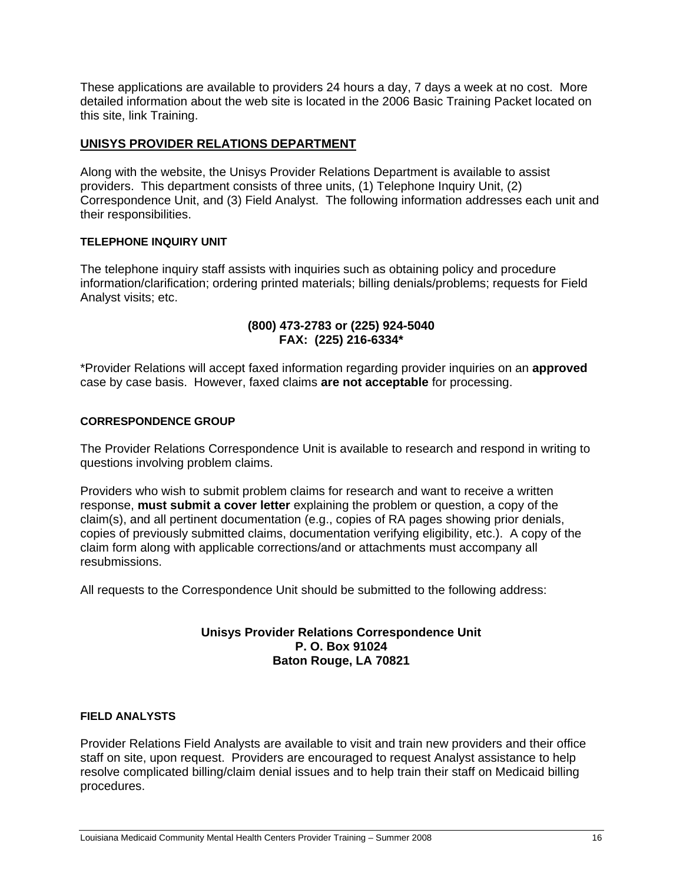These applications are available to providers 24 hours a day, 7 days a week at no cost. More detailed information about the web site is located in the 2006 Basic Training Packet located on this site, link Training.

## UNISYS PROVIDER RELATIONS DEPARTMENT

Along with the website, the Unisys Provider Relations Department is available to assist providers. This department consists of three units, (1) Telephone Inquiry Unit, (2) Correspondence Unit, and (3) Field Analyst. The following information addresses each unit and their responsibilities.

### TELEPHONE INQUIRY UNIT

The telephone inquiry staff assists with inquiries such as obtaining policy and procedure information/clarification; ordering printed materials; billing denials/problems; requests for Field Analyst visits; etc.

**(800) 473-2783 or (225) 924-5040**
**FAX: (225) 216-6334***

*Provider Relations will accept faxed information regarding provider inquiries on an **approved** case by case basis. However, faxed claims **are not acceptable** for processing.

### CORRESPONDENCE GROUP

The Provider Relations Correspondence Unit is available to research and respond in writing to questions involving problem claims.

Providers who wish to submit problem claims for research and want to receive a written response, **must submit a cover letter** explaining the problem or question, a copy of the claim(s), and all pertinent documentation (e.g., copies of RA pages showing prior denials, copies of previously submitted claims, documentation verifying eligibility, etc.). A copy of the claim form along with applicable corrections/and or attachments must accompany all resubmissions.

All requests to the Correspondence Unit should be submitted to the following address:

**Unisys Provider Relations Correspondence Unit**
**P. O. Box 91024**
**Baton Rouge, LA 70821**

### FIELD ANALYSTS

Provider Relations Field Analysts are available to visit and train new providers and their office staff on site, upon request. Providers are encouraged to request Analyst assistance to help resolve complicated billing/claim denial issues and to help train their staff on Medicaid billing procedures.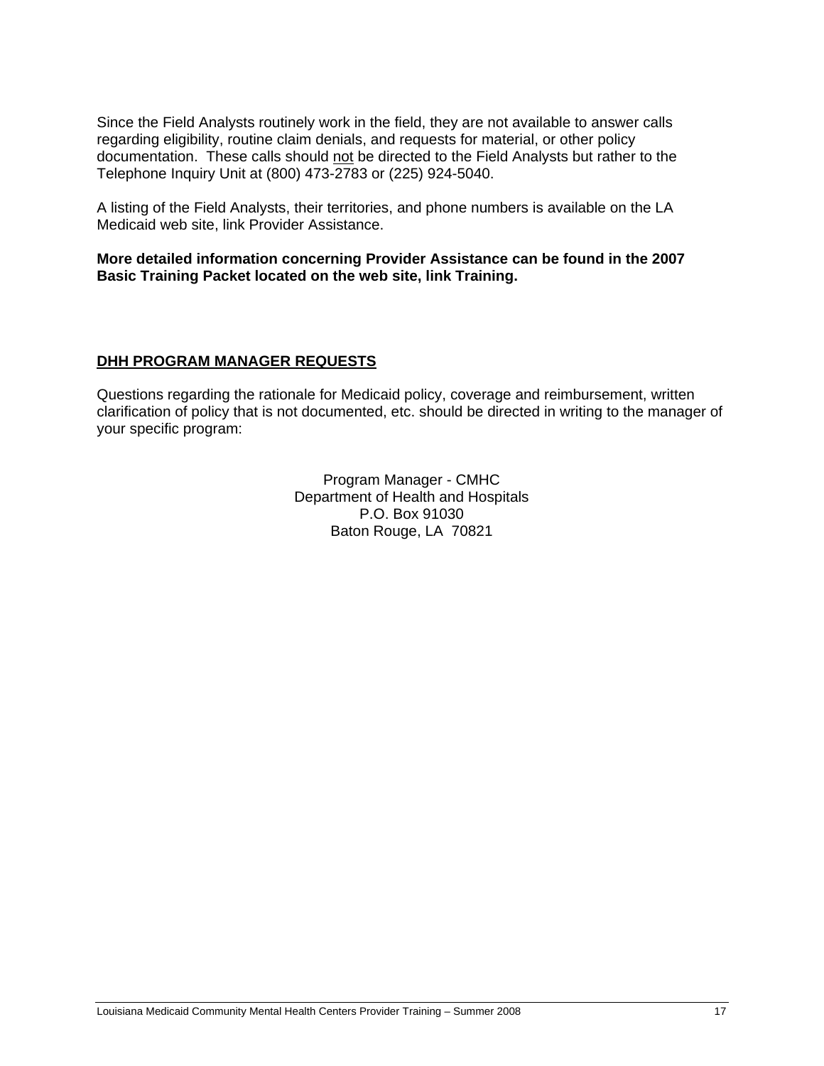Since the Field Analysts routinely work in the field, they are not available to answer calls regarding eligibility, routine claim denials, and requests for material, or other policy documentation. These calls should <u>not</u> be directed to the Field Analysts but rather to the Telephone Inquiry Unit at (800) 473-2783 or (225) 924-5040.

A listing of the Field Analysts, their territories, and phone numbers is available on the LA Medicaid web site, link Provider Assistance.

**More detailed information concerning Provider Assistance can be found in the 2007 Basic Training Packet located on the web site, link Training.**

## <u>DHH PROGRAM MANAGER REQUESTS</u>

Questions regarding the rationale for Medicaid policy, coverage and reimbursement, written clarification of policy that is not documented, etc. should be directed in writing to the manager of your specific program:

Program Manager - CMHC  
Department of Health and Hospitals  
P.O. Box 91030  
Baton Rouge, LA 70821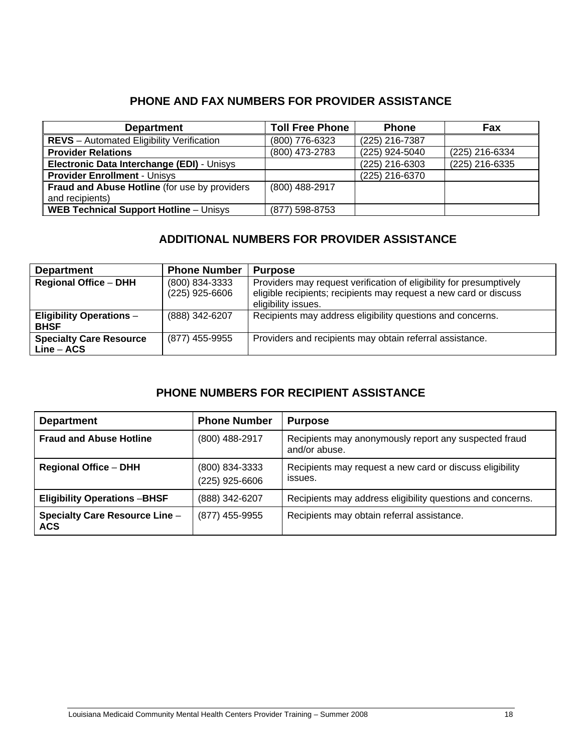## PHONE AND FAX NUMBERS FOR PROVIDER ASSISTANCE

| Department | Toll Free Phone | Phone | Fax |
|---|---|---|---|
| **REVS** – Automated Eligibility Verification | (800) 776-6323 | (225) 216-7387 | |
| **Provider Relations** | (800) 473-2783 | (225) 924-5040 | (225) 216-6334 |
| **Electronic Data Interchange (EDI)** - Unisys | | (225) 216-6303 | (225) 216-6335 |
| **Provider Enrollment** - Unisys | | (225) 216-6370 | |
| **Fraud and Abuse Hotline** (for use by providers and recipients) | (800) 488-2917 | | |
| **WEB Technical Support Hotline** – Unisys | (877) 598-8753 | | |

## ADDITIONAL NUMBERS FOR PROVIDER ASSISTANCE

| Department | Phone Number | Purpose |
|---|---|---|
| **Regional Office** – **DHH** | (800) 834-3333<br>(225) 925-6606 | Providers may request verification of eligibility for presumptively eligible recipients; recipients may request a new card or discuss eligibility issues. |
| **Eligibility Operations** – **BHSF** | (888) 342-6207 | Recipients may address eligibility questions and concerns. |
| **Specialty Care Resource Line** – **ACS** | (877) 455-9955 | Providers and recipients may obtain referral assistance. |

## PHONE NUMBERS FOR RECIPIENT ASSISTANCE

| Department | Phone Number | Purpose |
|---|---|---|
| **Fraud and Abuse Hotline** | (800) 488-2917 | Recipients may anonymously report any suspected fraud and/or abuse. |
| **Regional Office** – **DHH** | (800) 834-3333<br>(225) 925-6606 | Recipients may request a new card or discuss eligibility issues. |
| **Eligibility Operations** –**BHSF** | (888) 342-6207 | Recipients may address eligibility questions and concerns. |
| **Specialty Care Resource Line** – **ACS** | (877) 455-9955 | Recipients may obtain referral assistance. |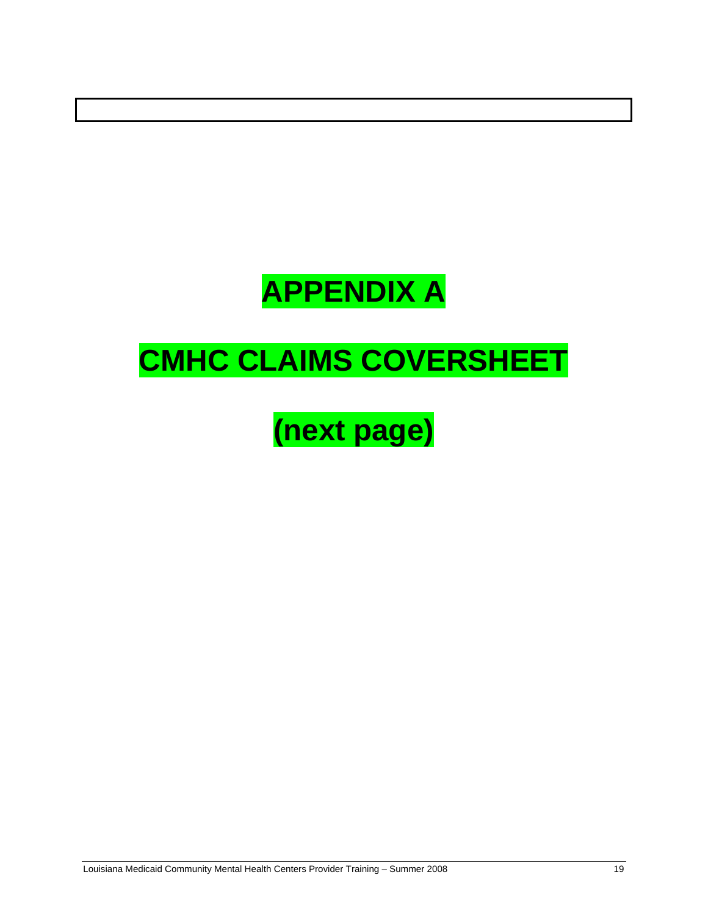# APPENDIX A

# CMHC CLAIMS COVERSHEET

# (next page)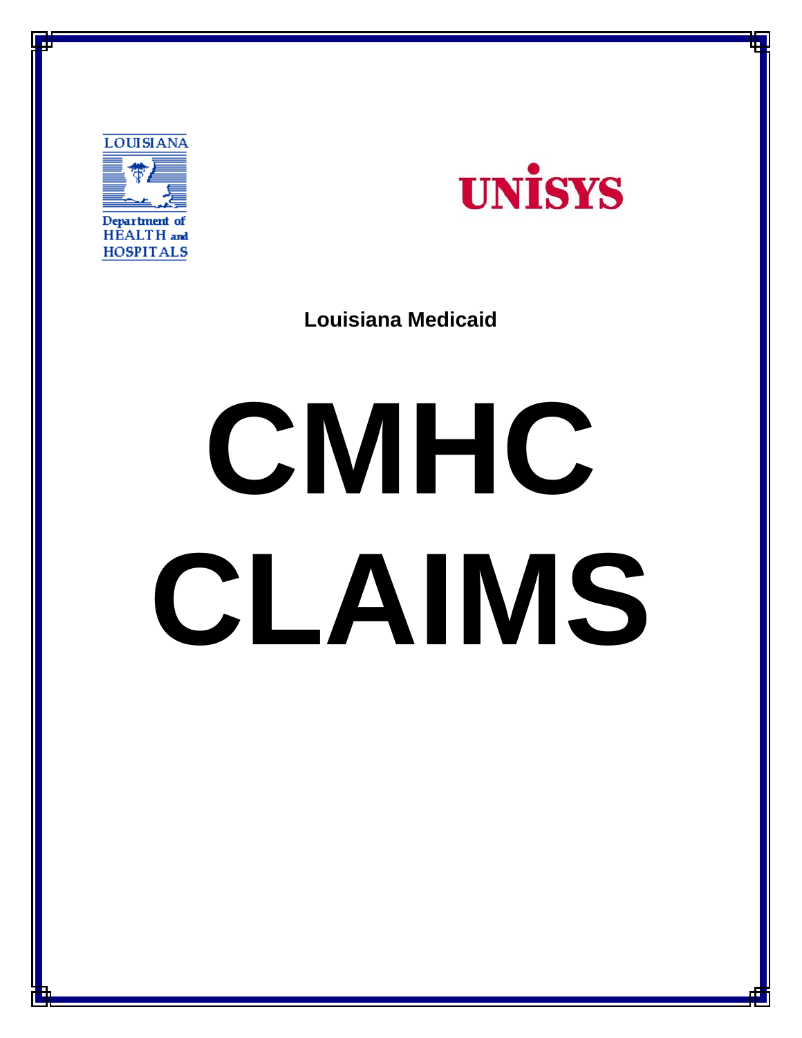LOUISIANA

Department of HEALTH and HOSPITALS

UNISYS

**Louisiana Medicaid**

# CMHC CLAIMS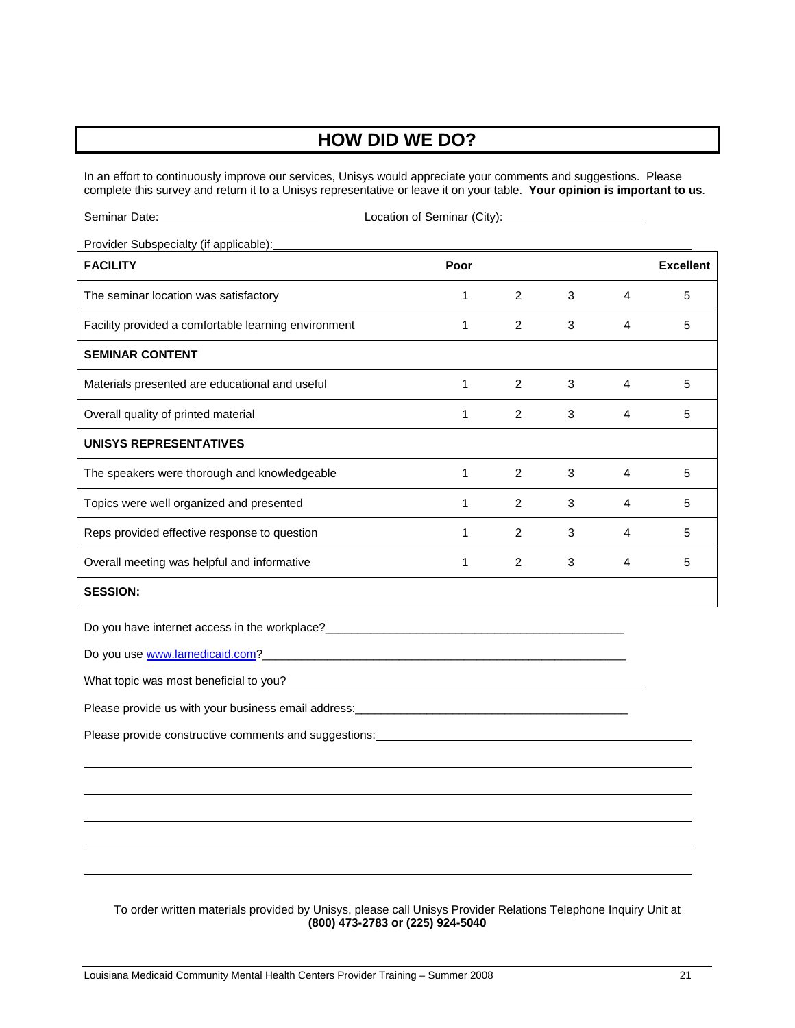# HOW DID WE DO?

In an effort to continuously improve our services, Unisys would appreciate your comments and suggestions. Please complete this survey and return it to a Unisys representative or leave it on your table. **Your opinion is important to us**.

Seminar Date:________________________ Location of Seminar (City):______________________

Provider Subspecialty (if applicable):____________________________________________________________

| **FACILITY** | **Poor** | | | | **Excellent** |
|---|---|---|---|---|---|
| The seminar location was satisfactory | 1 | 2 | 3 | 4 | 5 |
| Facility provided a comfortable learning environment | 1 | 2 | 3 | 4 | 5 |
| **SEMINAR CONTENT** | | | | | |
| Materials presented are educational and useful | 1 | 2 | 3 | 4 | 5 |
| Overall quality of printed material | 1 | 2 | 3 | 4 | 5 |
| **UNISYS REPRESENTATIVES** | | | | | |
| The speakers were thorough and knowledgeable | 1 | 2 | 3 | 4 | 5 |
| Topics were well organized and presented | 1 | 2 | 3 | 4 | 5 |
| Reps provided effective response to question | 1 | 2 | 3 | 4 | 5 |
| Overall meeting was helpful and informative | 1 | 2 | 3 | 4 | 5 |
| **SESSION:** | | | | | |

Do you have internet access in the workplace?_______________________________________________

Do you use www.lamedicaid.com?___________________________________________________________

What topic was most beneficial to you?_______________________________________________________

Please provide us with your business email address:_____________________________________________

Please provide constructive comments and suggestions:___________________________________________

_______________________________________________________________________________________

_______________________________________________________________________________________

_______________________________________________________________________________________

_______________________________________________________________________________________

_______________________________________________________________________________________

To order written materials provided by Unisys, please call Unisys Provider Relations Telephone Inquiry Unit at **(800) 473-2783 or (225) 924-5040**